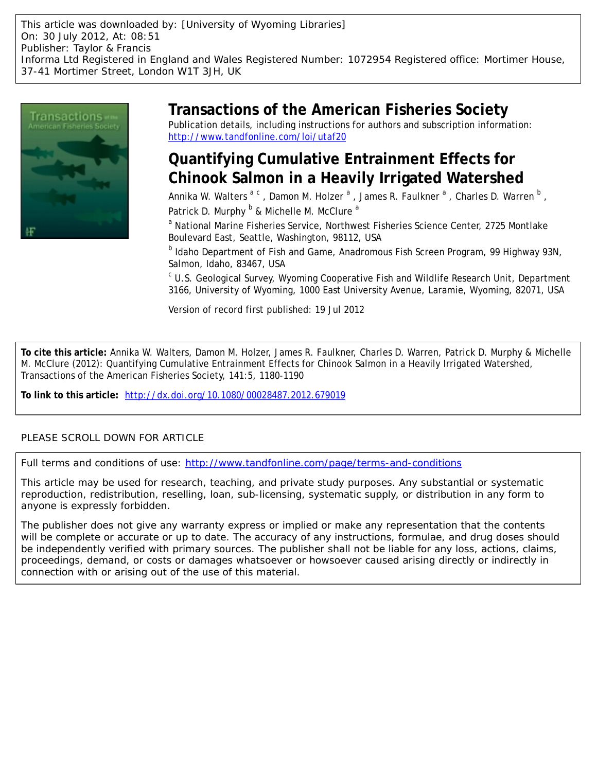This article was downloaded by: [University of Wyoming Libraries]
On: 30 July 2012, At: 08:51
Publisher: Taylor & Francis
Informa Ltd Registered in England and Wales Registered Number: 1072954 Registered office: Mortimer House, 37-41 Mortimer Street, London W1T 3JH, UK

# Transactions of the American Fisheries Society

Publication details, including instructions for authors and subscription information:
http://www.tandfonline.com/loi/utaf20

## Quantifying Cumulative Entrainment Effects for Chinook Salmon in a Heavily Irrigated Watershed

Annika W. Walters [a c], Damon M. Holzer [a], James R. Faulkner [a], Charles D. Warren [b], Patrick D. Murphy [b] & Michelle M. McClure [a]

[a] National Marine Fisheries Service, Northwest Fisheries Science Center, 2725 Montlake Boulevard East, Seattle, Washington, 98112, USA

[b] Idaho Department of Fish and Game, Anadromous Fish Screen Program, 99 Highway 93N, Salmon, Idaho, 83467, USA

[c] U.S. Geological Survey, Wyoming Cooperative Fish and Wildlife Research Unit, Department 3166, University of Wyoming, 1000 East University Avenue, Laramie, Wyoming, 82071, USA

Version of record first published: 19 Jul 2012

**To cite this article:** Annika W. Walters, Damon M. Holzer, James R. Faulkner, Charles D. Warren, Patrick D. Murphy & Michelle M. McClure (2012): Quantifying Cumulative Entrainment Effects for Chinook Salmon in a Heavily Irrigated Watershed, Transactions of the American Fisheries Society, 141:5, 1180-1190

**To link to this article:** http://dx.doi.org/10.1080/00028487.2012.679019

PLEASE SCROLL DOWN FOR ARTICLE

Full terms and conditions of use: http://www.tandfonline.com/page/terms-and-conditions

This article may be used for research, teaching, and private study purposes. Any substantial or systematic reproduction, redistribution, reselling, loan, sub-licensing, systematic supply, or distribution in any form to anyone is expressly forbidden.

The publisher does not give any warranty express or implied or make any representation that the contents will be complete or accurate or up to date. The accuracy of any instructions, formulae, and drug doses should be independently verified with primary sources. The publisher shall not be liable for any loss, actions, claims, proceedings, demand, or costs or damages whatsoever or howsoever caused arising directly or indirectly in connection with or arising out of the use of this material.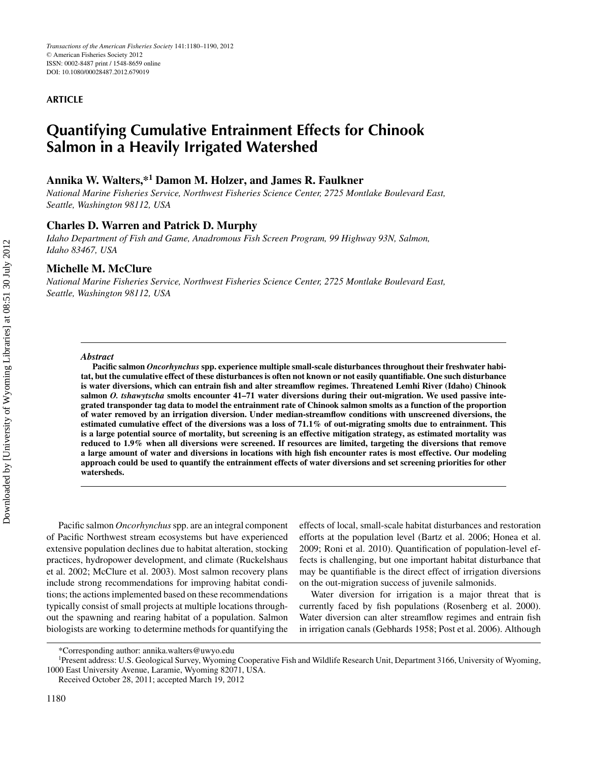**ARTICLE**

# Quantifying Cumulative Entrainment Effects for Chinook Salmon in a Heavily Irrigated Watershed

**Annika W. Walters,*[1] Damon M. Holzer, and James R. Faulkner**

*National Marine Fisheries Service, Northwest Fisheries Science Center, 2725 Montlake Boulevard East, Seattle, Washington 98112, USA*

**Charles D. Warren and Patrick D. Murphy**

*Idaho Department of Fish and Game, Anadromous Fish Screen Program, 99 Highway 93N, Salmon, Idaho 83467, USA*

**Michelle M. McClure**

*National Marine Fisheries Service, Northwest Fisheries Science Center, 2725 Montlake Boulevard East, Seattle, Washington 98112, USA*

***Abstract***

**Pacific salmon *Oncorhynchus* spp. experience multiple small-scale disturbances throughout their freshwater habitat, but the cumulative effect of these disturbances is often not known or not easily quantifiable. One such disturbance is water diversions, which can entrain fish and alter streamflow regimes. Threatened Lemhi River (Idaho) Chinook salmon *O. tshawytscha* smolts encounter 41–71 water diversions during their out-migration. We used passive integrated transponder tag data to model the entrainment rate of Chinook salmon smolts as a function of the proportion of water removed by an irrigation diversion. Under median-streamflow conditions with unscreened diversions, the estimated cumulative effect of the diversions was a loss of 71.1% of out-migrating smolts due to entrainment. This is a large potential source of mortality, but screening is an effective mitigation strategy, as estimated mortality was reduced to 1.9% when all diversions were screened. If resources are limited, targeting the diversions that remove a large amount of water and diversions in locations with high fish encounter rates is most effective. Our modeling approach could be used to quantify the entrainment effects of water diversions and set screening priorities for other watersheds.**

Pacific salmon *Oncorhynchus* spp. are an integral component of Pacific Northwest stream ecosystems but have experienced extensive population declines due to habitat alteration, stocking practices, hydropower development, and climate (Ruckelshaus et al. 2002; McClure et al. 2003). Most salmon recovery plans include strong recommendations for improving habitat conditions; the actions implemented based on these recommendations typically consist of small projects at multiple locations throughout the spawning and rearing habitat of a population. Salmon biologists are working to determine methods for quantifying the effects of local, small-scale habitat disturbances and restoration efforts at the population level (Bartz et al. 2006; Honea et al. 2009; Roni et al. 2010). Quantification of population-level effects is challenging, but one important habitat disturbance that may be quantifiable is the direct effect of irrigation diversions on the out-migration success of juvenile salmonids.

Water diversion for irrigation is a major threat that is currently faced by fish populations (Rosenberg et al. 2000). Water diversion can alter streamflow regimes and entrain fish in irrigation canals (Gebhards 1958; Post et al. 2006). Although

*Corresponding author: annika.walters@uwyo.edu

[1]Present address: U.S. Geological Survey, Wyoming Cooperative Fish and Wildlife Research Unit, Department 3166, University of Wyoming, 1000 East University Avenue, Laramie, Wyoming 82071, USA.

Received October 28, 2011; accepted March 19, 2012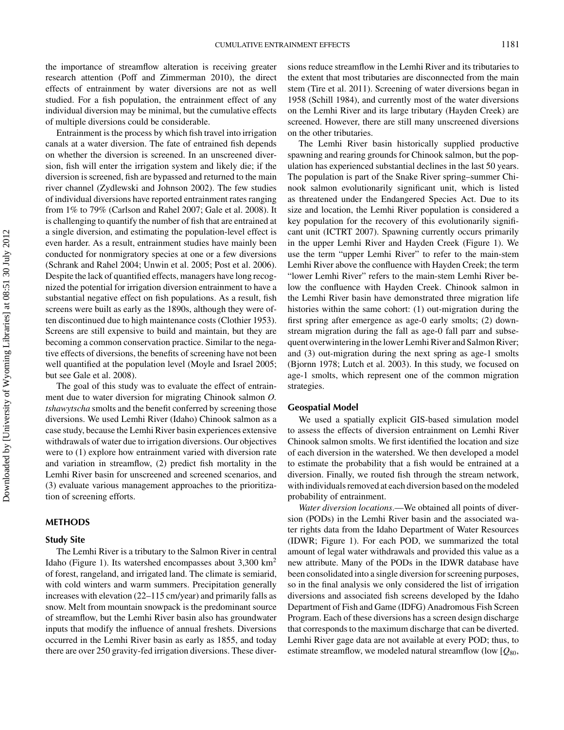the importance of streamflow alteration is receiving greater research attention (Poff and Zimmerman 2010), the direct effects of entrainment by water diversions are not as well studied. For a fish population, the entrainment effect of any individual diversion may be minimal, but the cumulative effects of multiple diversions could be considerable.

Entrainment is the process by which fish travel into irrigation canals at a water diversion. The fate of entrained fish depends on whether the diversion is screened. In an unscreened diversion, fish will enter the irrigation system and likely die; if the diversion is screened, fish are bypassed and returned to the main river channel (Zydlewski and Johnson 2002). The few studies of individual diversions have reported entrainment rates ranging from 1% to 79% (Carlson and Rahel 2007; Gale et al. 2008). It is challenging to quantify the number of fish that are entrained at a single diversion, and estimating the population-level effect is even harder. As a result, entrainment studies have mainly been conducted for nonmigratory species at one or a few diversions (Schrank and Rahel 2004; Unwin et al. 2005; Post et al. 2006). Despite the lack of quantified effects, managers have long recognized the potential for irrigation diversion entrainment to have a substantial negative effect on fish populations. As a result, fish screens were built as early as the 1890s, although they were often discontinued due to high maintenance costs (Clothier 1953). Screens are still expensive to build and maintain, but they are becoming a common conservation practice. Similar to the negative effects of diversions, the benefits of screening have not been well quantified at the population level (Moyle and Israel 2005; but see Gale et al. 2008).

The goal of this study was to evaluate the effect of entrainment due to water diversion for migrating Chinook salmon *O. tshawytscha* smolts and the benefit conferred by screening those diversions. We used Lemhi River (Idaho) Chinook salmon as a case study, because the Lemhi River basin experiences extensive withdrawals of water due to irrigation diversions. Our objectives were to (1) explore how entrainment varied with diversion rate and variation in streamflow, (2) predict fish mortality in the Lemhi River basin for unscreened and screened scenarios, and (3) evaluate various management approaches to the prioritization of screening efforts.

## METHODS

### Study Site

The Lemhi River is a tributary to the Salmon River in central Idaho (Figure 1). Its watershed encompasses about 3,300 km$^2$ of forest, rangeland, and irrigated land. The climate is semiarid, with cold winters and warm summers. Precipitation generally increases with elevation (22–115 cm/year) and primarily falls as snow. Melt from mountain snowpack is the predominant source of streamflow, but the Lemhi River basin also has groundwater inputs that modify the influence of annual freshets. Diversions occurred in the Lemhi River basin as early as 1855, and today there are over 250 gravity-fed irrigation diversions. These diversions reduce streamflow in the Lemhi River and its tributaries to the extent that most tributaries are disconnected from the main stem (Tire et al. 2011). Screening of water diversions began in 1958 (Schill 1984), and currently most of the water diversions on the Lemhi River and its large tributary (Hayden Creek) are screened. However, there are still many unscreened diversions on the other tributaries.

The Lemhi River basin historically supplied productive spawning and rearing grounds for Chinook salmon, but the population has experienced substantial declines in the last 50 years. The population is part of the Snake River spring–summer Chinook salmon evolutionarily significant unit, which is listed as threatened under the Endangered Species Act. Due to its size and location, the Lemhi River population is considered a key population for the recovery of this evolutionarily significant unit (ICTRT 2007). Spawning currently occurs primarily in the upper Lemhi River and Hayden Creek (Figure 1). We use the term "upper Lemhi River" to refer to the main-stem Lemhi River above the confluence with Hayden Creek; the term "lower Lemhi River" refers to the main-stem Lemhi River below the confluence with Hayden Creek. Chinook salmon in the Lemhi River basin have demonstrated three migration life histories within the same cohort: (1) out-migration during the first spring after emergence as age-0 early smolts; (2) downstream migration during the fall as age-0 fall parr and subsequent overwintering in the lower Lemhi River and Salmon River; and (3) out-migration during the next spring as age-1 smolts (Bjornn 1978; Lutch et al. 2003). In this study, we focused on age-1 smolts, which represent one of the common migration strategies.

### Geospatial Model

We used a spatially explicit GIS-based simulation model to assess the effects of diversion entrainment on Lemhi River Chinook salmon smolts. We first identified the location and size of each diversion in the watershed. We then developed a model to estimate the probability that a fish would be entrained at a diversion. Finally, we routed fish through the stream network, with individuals removed at each diversion based on the modeled probability of entrainment.

*Water diversion locations*.—We obtained all points of diversion (PODs) in the Lemhi River basin and the associated water rights data from the Idaho Department of Water Resources (IDWR; Figure 1). For each POD, we summarized the total amount of legal water withdrawals and provided this value as a new attribute. Many of the PODs in the IDWR database have been consolidated into a single diversion for screening purposes, so in the final analysis we only considered the list of irrigation diversions and associated fish screens developed by the Idaho Department of Fish and Game (IDFG) Anadromous Fish Screen Program. Each of these diversions has a screen design discharge that corresponds to the maximum discharge that can be diverted. Lemhi River gage data are not available at every POD; thus, to estimate streamflow, we modeled natural streamflow (low [$Q_{80}$,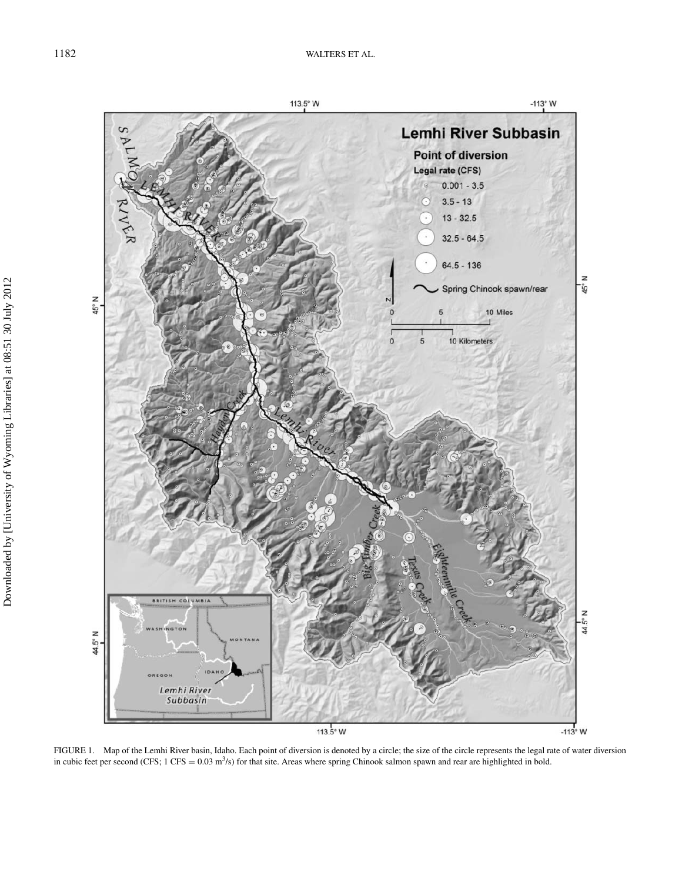FIGURE 1. Map of the Lemhi River basin, Idaho. Each point of diversion is denoted by a circle; the size of the circle represents the legal rate of water diversion in cubic feet per second (CFS; 1 CFS = 0.03 $m^3/s$) for that site. Areas where spring Chinook salmon spawn and rear are highlighted in bold.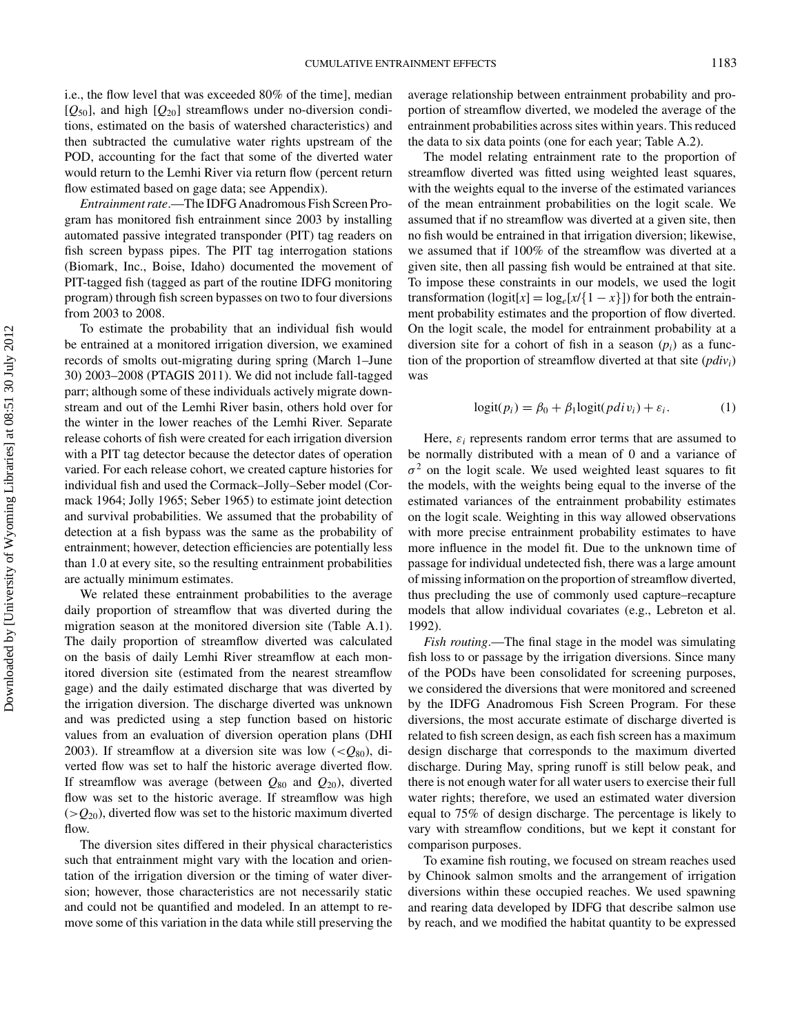i.e., the flow level that was exceeded 80% of the time], median [$Q_{50}$], and high [$Q_{20}$] streamflows under no-diversion conditions, estimated on the basis of watershed characteristics) and then subtracted the cumulative water rights upstream of the POD, accounting for the fact that some of the diverted water would return to the Lemhi River via return flow (percent return flow estimated based on gage data; see Appendix).

*Entrainment rate*.—The IDFG Anadromous Fish Screen Program has monitored fish entrainment since 2003 by installing automated passive integrated transponder (PIT) tag readers on fish screen bypass pipes. The PIT tag interrogation stations (Biomark, Inc., Boise, Idaho) documented the movement of PIT-tagged fish (tagged as part of the routine IDFG monitoring program) through fish screen bypasses on two to four diversions from 2003 to 2008.

To estimate the probability that an individual fish would be entrained at a monitored irrigation diversion, we examined records of smolts out-migrating during spring (March 1–June 30) 2003–2008 (PTAGIS 2011). We did not include fall-tagged parr; although some of these individuals actively migrate downstream and out of the Lemhi River basin, others hold over for the winter in the lower reaches of the Lemhi River. Separate release cohorts of fish were created for each irrigation diversion with a PIT tag detector because the detector dates of operation varied. For each release cohort, we created capture histories for individual fish and used the Cormack–Jolly–Seber model (Cormack 1964; Jolly 1965; Seber 1965) to estimate joint detection and survival probabilities. We assumed that the probability of detection at a fish bypass was the same as the probability of entrainment; however, detection efficiencies are potentially less than 1.0 at every site, so the resulting entrainment probabilities are actually minimum estimates.

We related these entrainment probabilities to the average daily proportion of streamflow that was diverted during the migration season at the monitored diversion site (Table A.1). The daily proportion of streamflow diverted was calculated on the basis of daily Lemhi River streamflow at each monitored diversion site (estimated from the nearest streamflow gage) and the daily estimated discharge that was diverted by the irrigation diversion. The discharge diverted was unknown and was predicted using a step function based on historic values from an evaluation of diversion operation plans (DHI 2003). If streamflow at a diversion site was low ($<Q_{80}$), diverted flow was set to half the historic average diverted flow. If streamflow was average (between $Q_{80}$ and $Q_{20}$), diverted flow was set to the historic average. If streamflow was high ($>Q_{20}$), diverted flow was set to the historic maximum diverted flow.

The diversion sites differed in their physical characteristics such that entrainment might vary with the location and orientation of the irrigation diversion or the timing of water diversion; however, those characteristics are not necessarily static and could not be quantified and modeled. In an attempt to remove some of this variation in the data while still preserving the average relationship between entrainment probability and proportion of streamflow diverted, we modeled the average of the entrainment probabilities across sites within years. This reduced the data to six data points (one for each year; Table A.2).

The model relating entrainment rate to the proportion of streamflow diverted was fitted using weighted least squares, with the weights equal to the inverse of the estimated variances of the mean entrainment probabilities on the logit scale. We assumed that if no streamflow was diverted at a given site, then no fish would be entrained in that irrigation diversion; likewise, we assumed that if 100% of the streamflow was diverted at a given site, then all passing fish would be entrained at that site. To impose these constraints in our models, we used the logit transformation ($\text{logit}[x] = \log_e[x/\{1-x\}]$) for both the entrainment probability estimates and the proportion of flow diverted. On the logit scale, the model for entrainment probability at a diversion site for a cohort of fish in a season ($p_i$) as a function of the proportion of streamflow diverted at that site ($pdiv_i$) was

$$\text{logit}(p_i) = \beta_0 + \beta_1 \text{logit}(pdiv_i) + \varepsilon_i. \tag{1}$$

Here, $\varepsilon_i$ represents random error terms that are assumed to be normally distributed with a mean of 0 and a variance of $\sigma^2$ on the logit scale. We used weighted least squares to fit the models, with the weights being equal to the inverse of the estimated variances of the entrainment probability estimates on the logit scale. Weighting in this way allowed observations with more precise entrainment probability estimates to have more influence in the model fit. Due to the unknown time of passage for individual undetected fish, there was a large amount of missing information on the proportion of streamflow diverted, thus precluding the use of commonly used capture–recapture models that allow individual covariates (e.g., Lebreton et al. 1992).

*Fish routing*.—The final stage in the model was simulating fish loss to or passage by the irrigation diversions. Since many of the PODs have been consolidated for screening purposes, we considered the diversions that were monitored and screened by the IDFG Anadromous Fish Screen Program. For these diversions, the most accurate estimate of discharge diverted is related to fish screen design, as each fish screen has a maximum design discharge that corresponds to the maximum diverted discharge. During May, spring runoff is still below peak, and there is not enough water for all water users to exercise their full water rights; therefore, we used an estimated water diversion equal to 75% of design discharge. The percentage is likely to vary with streamflow conditions, but we kept it constant for comparison purposes.

To examine fish routing, we focused on stream reaches used by Chinook salmon smolts and the arrangement of irrigation diversions within these occupied reaches. We used spawning and rearing data developed by IDFG that describe salmon use by reach, and we modified the habitat quantity to be expressed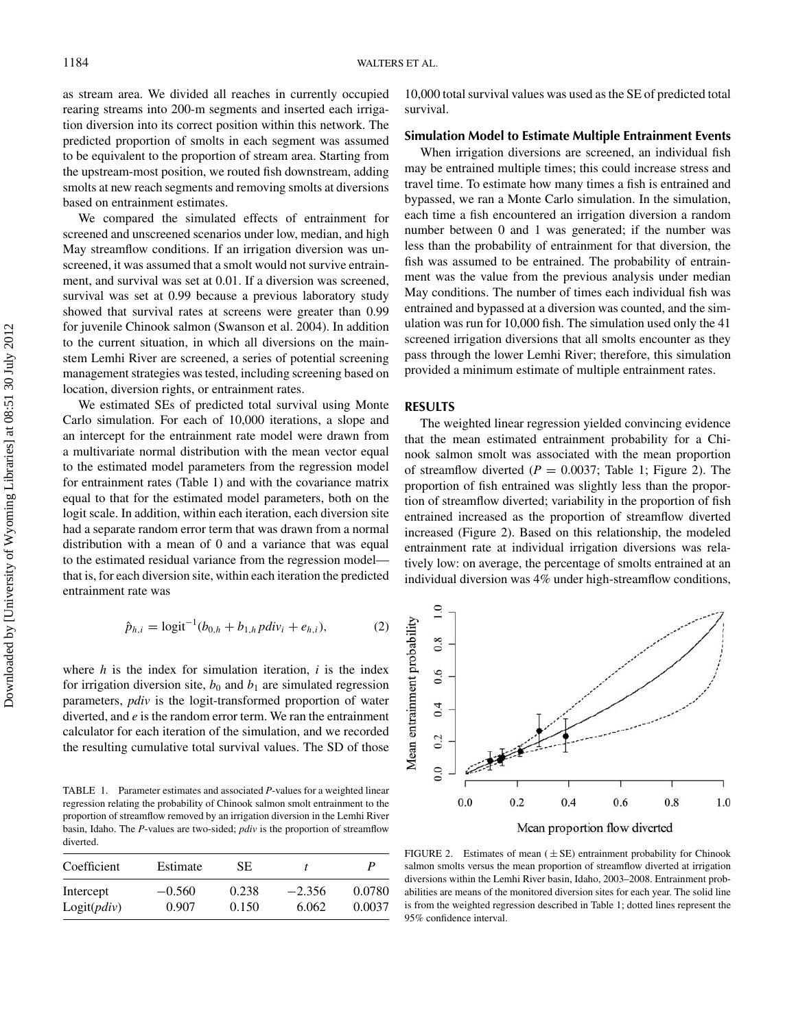as stream area. We divided all reaches in currently occupied rearing streams into 200-m segments and inserted each irrigation diversion into its correct position within this network. The predicted proportion of smolts in each segment was assumed to be equivalent to the proportion of stream area. Starting from the upstream-most position, we routed fish downstream, adding smolts at new reach segments and removing smolts at diversions based on entrainment estimates.

We compared the simulated effects of entrainment for screened and unscreened scenarios under low, median, and high May streamflow conditions. If an irrigation diversion was unscreened, it was assumed that a smolt would not survive entrainment, and survival was set at 0.01. If a diversion was screened, survival was set at 0.99 because a previous laboratory study showed that survival rates at screens were greater than 0.99 for juvenile Chinook salmon (Swanson et al. 2004). In addition to the current situation, in which all diversions on the mainstem Lemhi River are screened, a series of potential screening management strategies was tested, including screening based on location, diversion rights, or entrainment rates.

We estimated SEs of predicted total survival using Monte Carlo simulation. For each of 10,000 iterations, a slope and an intercept for the entrainment rate model were drawn from a multivariate normal distribution with the mean vector equal to the estimated model parameters from the regression model for entrainment rates (Table 1) and with the covariance matrix equal to that for the estimated model parameters, both on the logit scale. In addition, within each iteration, each diversion site had a separate random error term that was drawn from a normal distribution with a mean of 0 and a variance that was equal to the estimated residual variance from the regression model—that is, for each diversion site, within each iteration the predicted entrainment rate was

$$\hat{p}_{h,i} = \text{logit}^{-1}(b_{0,h} + b_{1,h}\,pdiv_i + e_{h,i}), \quad (2)$$

where $h$ is the index for simulation iteration, $i$ is the index for irrigation diversion site, $b_0$ and $b_1$ are simulated regression parameters, *pdiv* is the logit-transformed proportion of water diverted, and $e$ is the random error term. We ran the entrainment calculator for each iteration of the simulation, and we recorded the resulting cumulative total survival values. The SD of those 10,000 total survival values was used as the SE of predicted total survival.

### Simulation Model to Estimate Multiple Entrainment Events

When irrigation diversions are screened, an individual fish may be entrained multiple times; this could increase stress and travel time. To estimate how many times a fish is entrained and bypassed, we ran a Monte Carlo simulation. In the simulation, each time a fish encountered an irrigation diversion a random number between 0 and 1 was generated; if the number was less than the probability of entrainment for that diversion, the fish was assumed to be entrained. The probability of entrainment was the value from the previous analysis under median May conditions. The number of times each individual fish was entrained and bypassed at a diversion was counted, and the simulation was run for 10,000 fish. The simulation used only the 41 screened irrigation diversions that all smolts encounter as they pass through the lower Lemhi River; therefore, this simulation provided a minimum estimate of multiple entrainment rates.

## RESULTS

The weighted linear regression yielded convincing evidence that the mean estimated entrainment probability for a Chinook salmon smolt was associated with the mean proportion of streamflow diverted ($P = 0.0037$; Table 1; Figure 2). The proportion of fish entrained was slightly less than the proportion of streamflow diverted; variability in the proportion of fish entrained increased as the proportion of streamflow diverted increased (Figure 2). Based on this relationship, the modeled entrainment rate at individual irrigation diversions was relatively low: on average, the percentage of smolts entrained at an individual diversion was 4% under high-streamflow conditions,

TABLE 1. Parameter estimates and associated *P*-values for a weighted linear regression relating the probability of Chinook salmon smolt entrainment to the proportion of streamflow removed by an irrigation diversion in the Lemhi River basin, Idaho. The *P*-values are two-sided; *pdiv* is the proportion of streamflow diverted.

| Coefficient | Estimate | SE | $t$ | $P$ |
|---|---|---|---|---|
| Intercept | −0.560 | 0.238 | −2.356 | 0.0780 |
| Logit(*pdiv*) | 0.907 | 0.150 | 6.062 | 0.0037 |

FIGURE 2. Estimates of mean (± SE) entrainment probability for Chinook salmon smolts versus the mean proportion of streamflow diverted at irrigation diversions within the Lemhi River basin, Idaho, 2003–2008. Entrainment probabilities are means of the monitored diversion sites for each year. The solid line is from the weighted regression described in Table 1; dotted lines represent the 95% confidence interval.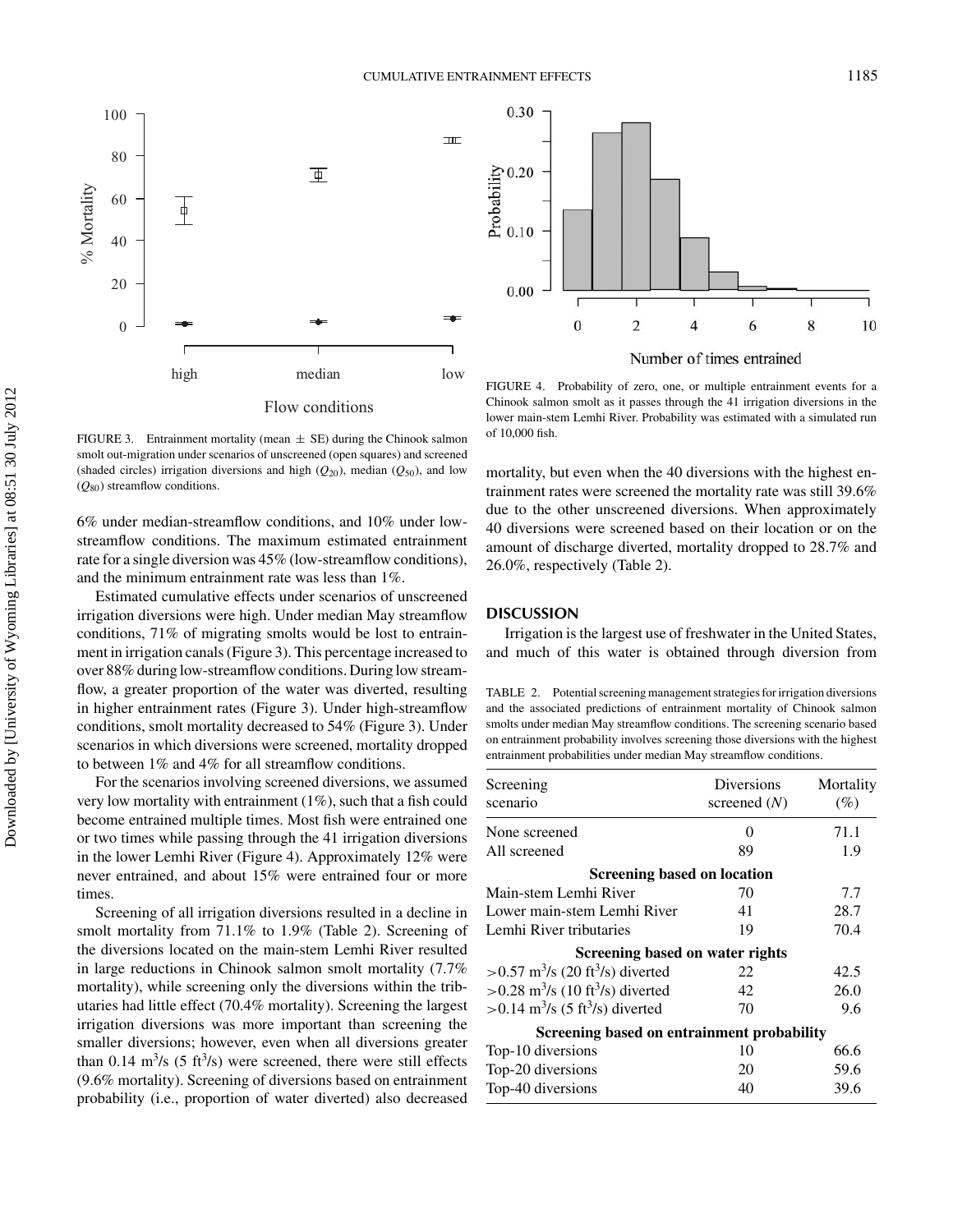FIGURE 3. Entrainment mortality (mean ± SE) during the Chinook salmon smolt out-migration under scenarios of unscreened (open squares) and screened (shaded circles) irrigation diversions and high ($Q_{20}$), median ($Q_{50}$), and low ($Q_{80}$) streamflow conditions.

FIGURE 4. Probability of zero, one, or multiple entrainment events for a Chinook salmon smolt as it passes through the 41 irrigation diversions in the lower main-stem Lemhi River. Probability was estimated with a simulated run of 10,000 fish.

6% under median-streamflow conditions, and 10% under low-streamflow conditions. The maximum estimated entrainment rate for a single diversion was 45% (low-streamflow conditions), and the minimum entrainment rate was less than 1%.

Estimated cumulative effects under scenarios of unscreened irrigation diversions were high. Under median May streamflow conditions, 71% of migrating smolts would be lost to entrainment in irrigation canals (Figure 3). This percentage increased to over 88% during low-streamflow conditions. During low streamflow, a greater proportion of the water was diverted, resulting in higher entrainment rates (Figure 3). Under high-streamflow conditions, smolt mortality decreased to 54% (Figure 3). Under scenarios in which diversions were screened, mortality dropped to between 1% and 4% for all streamflow conditions.

For the scenarios involving screened diversions, we assumed very low mortality with entrainment (1%), such that a fish could become entrained multiple times. Most fish were entrained one or two times while passing through the 41 irrigation diversions in the lower Lemhi River (Figure 4). Approximately 12% were never entrained, and about 15% were entrained four or more times.

Screening of all irrigation diversions resulted in a decline in smolt mortality from 71.1% to 1.9% (Table 2). Screening of the diversions located on the main-stem Lemhi River resulted in large reductions in Chinook salmon smolt mortality (7.7% mortality), while screening only the diversions within the tributaries had little effect (70.4% mortality). Screening the largest irrigation diversions was more important than screening the smaller diversions; however, even when all diversions greater than 0.14 $m^3/s$ (5 $ft^3/s$) were screened, there were still effects (9.6% mortality). Screening of diversions based on entrainment probability (i.e., proportion of water diverted) also decreased mortality, but even when the 40 diversions with the highest entrainment rates were screened the mortality rate was still 39.6% due to the other unscreened diversions. When approximately 40 diversions were screened based on their location or on the amount of discharge diverted, mortality dropped to 28.7% and 26.0%, respectively (Table 2).

TABLE 2. Potential screening management strategies for irrigation diversions and the associated predictions of entrainment mortality of Chinook salmon smolts under median May streamflow conditions. The screening scenario based on entrainment probability involves screening those diversions with the highest entrainment probabilities under median May streamflow conditions.

| Screening scenario | Diversions screened ($N$) | Mortality (%) |
|---|---|---|
| None screened | 0 | 71.1 |
| All screened | 89 | 1.9 |
| **Screening based on location** | | |
| Main-stem Lemhi River | 70 | 7.7 |
| Lower main-stem Lemhi River | 41 | 28.7 |
| Lemhi River tributaries | 19 | 70.4 |
| **Screening based on water rights** | | |
| >0.57 $m^3/s$ (20 $ft^3/s$) diverted | 22 | 42.5 |
| >0.28 $m^3/s$ (10 $ft^3/s$) diverted | 42 | 26.0 |
| >0.14 $m^3/s$ (5 $ft^3/s$) diverted | 70 | 9.6 |
| **Screening based on entrainment probability** | | |
| Top-10 diversions | 10 | 66.6 |
| Top-20 diversions | 20 | 59.6 |
| Top-40 diversions | 40 | 39.6 |

## DISCUSSION

Irrigation is the largest use of freshwater in the United States, and much of this water is obtained through diversion from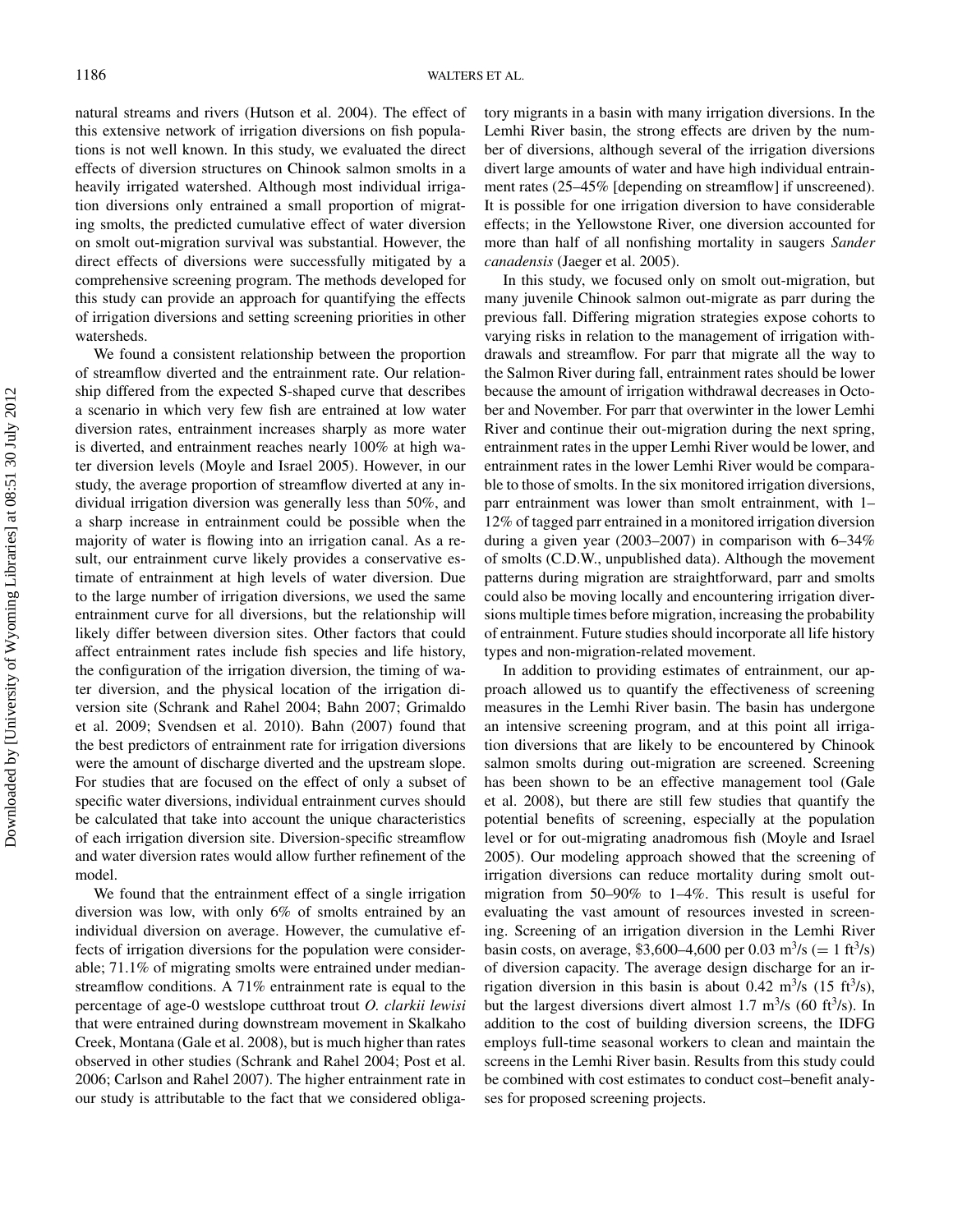natural streams and rivers (Hutson et al. 2004). The effect of this extensive network of irrigation diversions on fish populations is not well known. In this study, we evaluated the direct effects of diversion structures on Chinook salmon smolts in a heavily irrigated watershed. Although most individual irrigation diversions only entrained a small proportion of migrating smolts, the predicted cumulative effect of water diversion on smolt out-migration survival was substantial. However, the direct effects of diversions were successfully mitigated by a comprehensive screening program. The methods developed for this study can provide an approach for quantifying the effects of irrigation diversions and setting screening priorities in other watersheds.

We found a consistent relationship between the proportion of streamflow diverted and the entrainment rate. Our relationship differed from the expected S-shaped curve that describes a scenario in which very few fish are entrained at low water diversion rates, entrainment increases sharply as more water is diverted, and entrainment reaches nearly 100% at high water diversion levels (Moyle and Israel 2005). However, in our study, the average proportion of streamflow diverted at any individual irrigation diversion was generally less than 50%, and a sharp increase in entrainment could be possible when the majority of water is flowing into an irrigation canal. As a result, our entrainment curve likely provides a conservative estimate of entrainment at high levels of water diversion. Due to the large number of irrigation diversions, we used the same entrainment curve for all diversions, but the relationship will likely differ between diversion sites. Other factors that could affect entrainment rates include fish species and life history, the configuration of the irrigation diversion, the timing of water diversion, and the physical location of the irrigation diversion site (Schrank and Rahel 2004; Bahn 2007; Grimaldo et al. 2009; Svendsen et al. 2010). Bahn (2007) found that the best predictors of entrainment rate for irrigation diversions were the amount of discharge diverted and the upstream slope. For studies that are focused on the effect of only a subset of specific water diversions, individual entrainment curves should be calculated that take into account the unique characteristics of each irrigation diversion site. Diversion-specific streamflow and water diversion rates would allow further refinement of the model.

We found that the entrainment effect of a single irrigation diversion was low, with only 6% of smolts entrained by an individual diversion on average. However, the cumulative effects of irrigation diversions for the population were considerable; 71.1% of migrating smolts were entrained under median-streamflow conditions. A 71% entrainment rate is equal to the percentage of age-0 westslope cutthroat trout *O. clarkii lewisi* that were entrained during downstream movement in Skalkaho Creek, Montana (Gale et al. 2008), but is much higher than rates observed in other studies (Schrank and Rahel 2004; Post et al. 2006; Carlson and Rahel 2007). The higher entrainment rate in our study is attributable to the fact that we considered obligatory migrants in a basin with many irrigation diversions. In the Lemhi River basin, the strong effects are driven by the number of diversions, although several of the irrigation diversions divert large amounts of water and have high individual entrainment rates (25–45% [depending on streamflow] if unscreened). It is possible for one irrigation diversion to have considerable effects; in the Yellowstone River, one diversion accounted for more than half of all nonfishing mortality in saugers *Sander canadensis* (Jaeger et al. 2005).

In this study, we focused only on smolt out-migration, but many juvenile Chinook salmon out-migrate as parr during the previous fall. Differing migration strategies expose cohorts to varying risks in relation to the management of irrigation withdrawals and streamflow. For parr that migrate all the way to the Salmon River during fall, entrainment rates should be lower because the amount of irrigation withdrawal decreases in October and November. For parr that overwinter in the lower Lemhi River and continue their out-migration during the next spring, entrainment rates in the upper Lemhi River would be lower, and entrainment rates in the lower Lemhi River would be comparable to those of smolts. In the six monitored irrigation diversions, parr entrainment was lower than smolt entrainment, with 1–12% of tagged parr entrained in a monitored irrigation diversion during a given year (2003–2007) in comparison with 6–34% of smolts (C.D.W., unpublished data). Although the movement patterns during migration are straightforward, parr and smolts could also be moving locally and encountering irrigation diversions multiple times before migration, increasing the probability of entrainment. Future studies should incorporate all life history types and non-migration-related movement.

In addition to providing estimates of entrainment, our approach allowed us to quantify the effectiveness of screening measures in the Lemhi River basin. The basin has undergone an intensive screening program, and at this point all irrigation diversions that are likely to be encountered by Chinook salmon smolts during out-migration are screened. Screening has been shown to be an effective management tool (Gale et al. 2008), but there are still few studies that quantify the potential benefits of screening, especially at the population level or for out-migrating anadromous fish (Moyle and Israel 2005). Our modeling approach showed that the screening of irrigation diversions can reduce mortality during smolt out-migration from 50–90% to 1–4%. This result is useful for evaluating the vast amount of resources invested in screening. Screening of an irrigation diversion in the Lemhi River basin costs, on average, \$3,600–4,600 per 0.03 $m^3/s$ (= 1 $ft^3/s$) of diversion capacity. The average design discharge for an irrigation diversion in this basin is about 0.42 $m^3/s$ (15 $ft^3/s$), but the largest diversions divert almost 1.7 $m^3/s$ (60 $ft^3/s$). In addition to the cost of building diversion screens, the IDFG employs full-time seasonal workers to clean and maintain the screens in the Lemhi River basin. Results from this study could be combined with cost estimates to conduct cost–benefit analyses for proposed screening projects.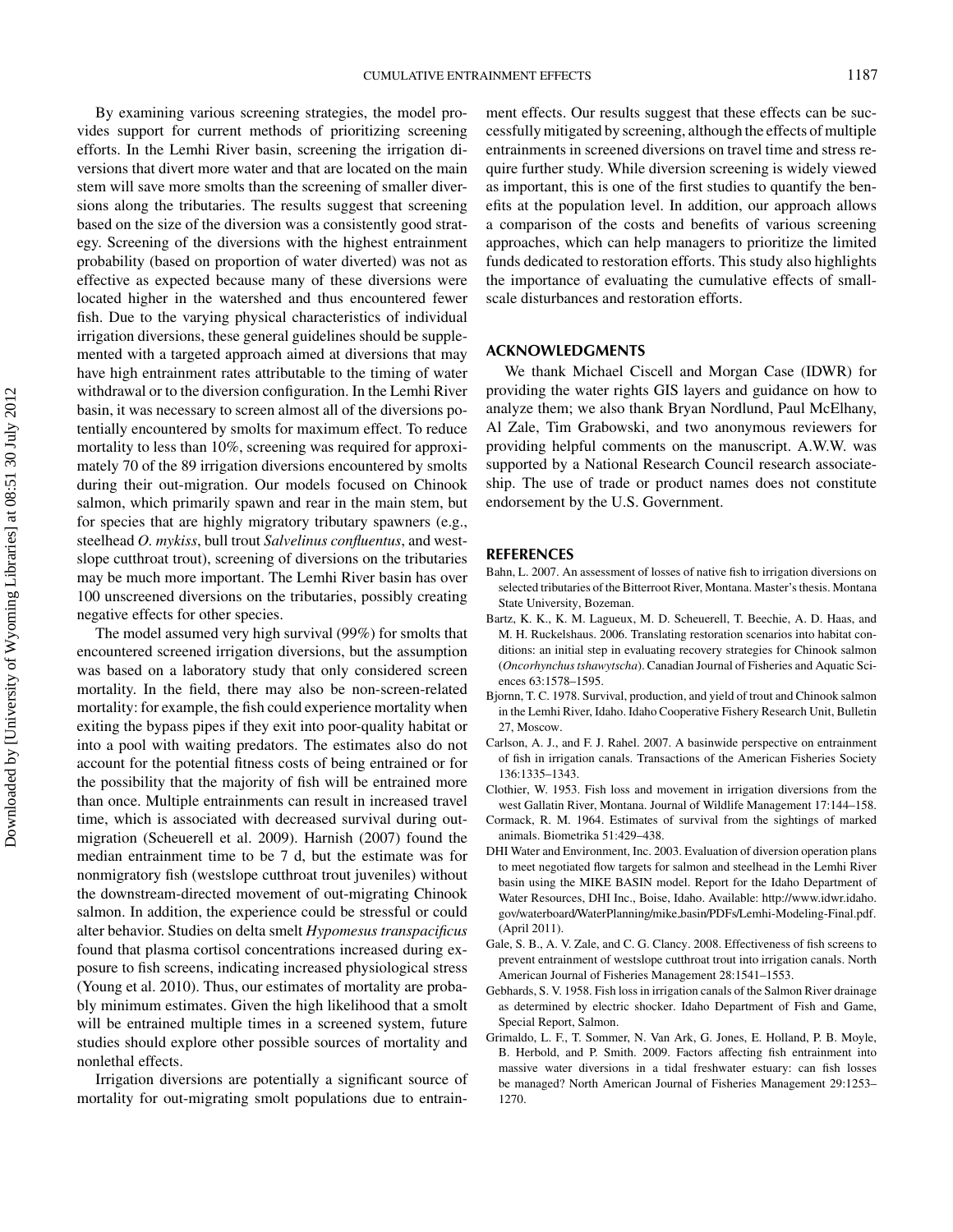By examining various screening strategies, the model provides support for current methods of prioritizing screening efforts. In the Lemhi River basin, screening the irrigation diversions that divert more water and that are located on the main stem will save more smolts than the screening of smaller diversions along the tributaries. The results suggest that screening based on the size of the diversion was a consistently good strategy. Screening of the diversions with the highest entrainment probability (based on proportion of water diverted) was not as effective as expected because many of these diversions were located higher in the watershed and thus encountered fewer fish. Due to the varying physical characteristics of individual irrigation diversions, these general guidelines should be supplemented with a targeted approach aimed at diversions that may have high entrainment rates attributable to the timing of water withdrawal or to the diversion configuration. In the Lemhi River basin, it was necessary to screen almost all of the diversions potentially encountered by smolts for maximum effect. To reduce mortality to less than 10%, screening was required for approximately 70 of the 89 irrigation diversions encountered by smolts during their out-migration. Our models focused on Chinook salmon, which primarily spawn and rear in the main stem, but for species that are highly migratory tributary spawners (e.g., steelhead *O. mykiss*, bull trout *Salvelinus confluentus*, and westslope cutthroat trout), screening of diversions on the tributaries may be much more important. The Lemhi River basin has over 100 unscreened diversions on the tributaries, possibly creating negative effects for other species.

The model assumed very high survival (99%) for smolts that encountered screened irrigation diversions, but the assumption was based on a laboratory study that only considered screen mortality. In the field, there may also be non-screen-related mortality: for example, the fish could experience mortality when exiting the bypass pipes if they exit into poor-quality habitat or into a pool with waiting predators. The estimates also do not account for the potential fitness costs of being entrained or for the possibility that the majority of fish will be entrained more than once. Multiple entrainments can result in increased travel time, which is associated with decreased survival during out-migration (Scheuerell et al. 2009). Harnish (2007) found the median entrainment time to be 7 d, but the estimate was for nonmigratory fish (westslope cutthroat trout juveniles) without the downstream-directed movement of out-migrating Chinook salmon. In addition, the experience could be stressful or could alter behavior. Studies on delta smelt *Hypomesus transpacificus* found that plasma cortisol concentrations increased during exposure to fish screens, indicating increased physiological stress (Young et al. 2010). Thus, our estimates of mortality are probably minimum estimates. Given the high likelihood that a smolt will be entrained multiple times in a screened system, future studies should explore other possible sources of mortality and nonlethal effects.

Irrigation diversions are potentially a significant source of mortality for out-migrating smolt populations due to entrainment effects. Our results suggest that these effects can be successfully mitigated by screening, although the effects of multiple entrainments in screened diversions on travel time and stress require further study. While diversion screening is widely viewed as important, this is one of the first studies to quantify the benefits at the population level. In addition, our approach allows a comparison of the costs and benefits of various screening approaches, which can help managers to prioritize the limited funds dedicated to restoration efforts. This study also highlights the importance of evaluating the cumulative effects of small-scale disturbances and restoration efforts.

## ACKNOWLEDGMENTS

We thank Michael Ciscell and Morgan Case (IDWR) for providing the water rights GIS layers and guidance on how to analyze them; we also thank Bryan Nordlund, Paul McElhany, Al Zale, Tim Grabowski, and two anonymous reviewers for providing helpful comments on the manuscript. A.W.W. was supported by a National Research Council research associateship. The use of trade or product names does not constitute endorsement by the U.S. Government.

## REFERENCES

Bahn, L. 2007. An assessment of losses of native fish to irrigation diversions on selected tributaries of the Bitterroot River, Montana. Master's thesis. Montana State University, Bozeman.

Bartz, K. K., K. M. Lagueux, M. D. Scheuerell, T. Beechie, A. D. Haas, and M. H. Ruckelshaus. 2006. Translating restoration scenarios into habitat conditions: an initial step in evaluating recovery strategies for Chinook salmon (*Oncorhynchus tshawytscha*). Canadian Journal of Fisheries and Aquatic Sciences 63:1578–1595.

Bjornn, T. C. 1978. Survival, production, and yield of trout and Chinook salmon in the Lemhi River, Idaho. Idaho Cooperative Fishery Research Unit, Bulletin 27, Moscow.

Carlson, A. J., and F. J. Rahel. 2007. A basinwide perspective on entrainment of fish in irrigation canals. Transactions of the American Fisheries Society 136:1335–1343.

Clothier, W. 1953. Fish loss and movement in irrigation diversions from the west Gallatin River, Montana. Journal of Wildlife Management 17:144–158.

Cormack, R. M. 1964. Estimates of survival from the sightings of marked animals. Biometrika 51:429–438.

DHI Water and Environment, Inc. 2003. Evaluation of diversion operation plans to meet negotiated flow targets for salmon and steelhead in the Lemhi River basin using the MIKE BASIN model. Report for the Idaho Department of Water Resources, DHI Inc., Boise, Idaho. Available: http://www.idwr.idaho.gov/waterboard/WaterPlanning/mike_basin/PDFs/Lemhi-Modeling-Final.pdf. (April 2011).

Gale, S. B., A. V. Zale, and C. G. Clancy. 2008. Effectiveness of fish screens to prevent entrainment of westslope cutthroat trout into irrigation canals. North American Journal of Fisheries Management 28:1541–1553.

Gebhards, S. V. 1958. Fish loss in irrigation canals of the Salmon River drainage as determined by electric shocker. Idaho Department of Fish and Game, Special Report, Salmon.

Grimaldo, L. F., T. Sommer, N. Van Ark, G. Jones, E. Holland, P. B. Moyle, B. Herbold, and P. Smith. 2009. Factors affecting fish entrainment into massive water diversions in a tidal freshwater estuary: can fish losses be managed? North American Journal of Fisheries Management 29:1253–1270.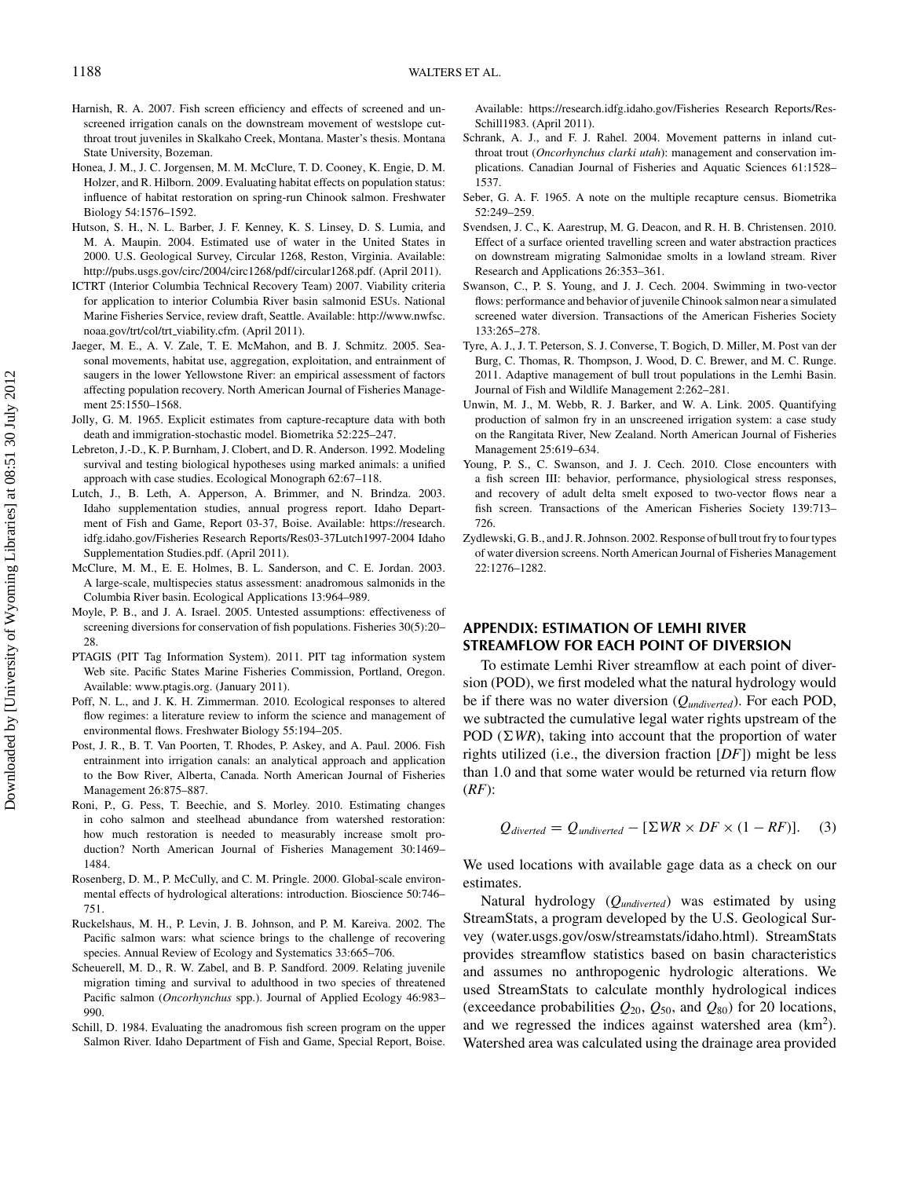Harnish, R. A. 2007. Fish screen efficiency and effects of screened and unscreened irrigation canals on the downstream movement of westslope cutthroat trout juveniles in Skalkaho Creek, Montana. Master's thesis. Montana State University, Bozeman.

Honea, J. M., J. C. Jorgensen, M. M. McClure, T. D. Cooney, K. Engie, D. M. Holzer, and R. Hilborn. 2009. Evaluating habitat effects on population status: influence of habitat restoration on spring-run Chinook salmon. Freshwater Biology 54:1576–1592.

Hutson, S. H., N. L. Barber, J. F. Kenney, K. S. Linsey, D. S. Lumia, and M. A. Maupin. 2004. Estimated use of water in the United States in 2000. U.S. Geological Survey, Circular 1268, Reston, Virginia. Available: http://pubs.usgs.gov/circ/2004/circ1268/pdf/circular1268.pdf. (April 2011).

ICTRT (Interior Columbia Technical Recovery Team) 2007. Viability criteria for application to interior Columbia River basin salmonid ESUs. National Marine Fisheries Service, review draft, Seattle. Available: http://www.nwfsc.noaa.gov/trt/col/trt_viability.cfm. (April 2011).

Jaeger, M. E., A. V. Zale, T. E. McMahon, and B. J. Schmitz. 2005. Seasonal movements, habitat use, aggregation, exploitation, and entrainment of saugers in the lower Yellowstone River: an empirical assessment of factors affecting population recovery. North American Journal of Fisheries Management 25:1550–1568.

Jolly, G. M. 1965. Explicit estimates from capture-recapture data with both death and immigration-stochastic model. Biometrika 52:225–247.

Lebreton, J.-D., K. P. Burnham, J. Clobert, and D. R. Anderson. 1992. Modeling survival and testing biological hypotheses using marked animals: a unified approach with case studies. Ecological Monograph 62:67–118.

Lutch, J., B. Leth, A. Apperson, A. Brimmer, and N. Brindza. 2003. Idaho supplementation studies, annual progress report. Idaho Department of Fish and Game, Report 03-37, Boise. Available: https://research.idfg.idaho.gov/Fisheries Research Reports/Res03-37Lutch1997-2004 Idaho Supplementation Studies.pdf. (April 2011).

McClure, M. M., E. E. Holmes, B. L. Sanderson, and C. E. Jordan. 2003. A large-scale, multispecies status assessment: anadromous salmonids in the Columbia River basin. Ecological Applications 13:964–989.

Moyle, P. B., and J. A. Israel. 2005. Untested assumptions: effectiveness of screening diversions for conservation of fish populations. Fisheries 30(5):20–28.

PTAGIS (PIT Tag Information System). 2011. PIT tag information system Web site. Pacific States Marine Fisheries Commission, Portland, Oregon. Available: www.ptagis.org. (January 2011).

Poff, N. L., and J. K. H. Zimmerman. 2010. Ecological responses to altered flow regimes: a literature review to inform the science and management of environmental flows. Freshwater Biology 55:194–205.

Post, J. R., B. T. Van Poorten, T. Rhodes, P. Askey, and A. Paul. 2006. Fish entrainment into irrigation canals: an analytical approach and application to the Bow River, Alberta, Canada. North American Journal of Fisheries Management 26:875–887.

Roni, P., G. Pess, T. Beechie, and S. Morley. 2010. Estimating changes in coho salmon and steelhead abundance from watershed restoration: how much restoration is needed to measurably increase smolt production? North American Journal of Fisheries Management 30:1469–1484.

Rosenberg, D. M., P. McCully, and C. M. Pringle. 2000. Global-scale environmental effects of hydrological alterations: introduction. Bioscience 50:746–751.

Ruckelshaus, M. H., P. Levin, J. B. Johnson, and P. M. Kareiva. 2002. The Pacific salmon wars: what science brings to the challenge of recovering species. Annual Review of Ecology and Systematics 33:665–706.

Scheuerell, M. D., R. W. Zabel, and B. P. Sandford. 2009. Relating juvenile migration timing and survival to adulthood in two species of threatened Pacific salmon (*Oncorhynchus* spp.). Journal of Applied Ecology 46:983–990.

Schill, D. 1984. Evaluating the anadromous fish screen program on the upper Salmon River. Idaho Department of Fish and Game, Special Report, Boise. Available: https://research.idfg.idaho.gov/Fisheries Research Reports/Res-Schill1983. (April 2011).

Schrank, A. J., and F. J. Rahel. 2004. Movement patterns in inland cutthroat trout (*Oncorhynchus clarki utah*): management and conservation implications. Canadian Journal of Fisheries and Aquatic Sciences 61:1528–1537.

Seber, G. A. F. 1965. A note on the multiple recapture census. Biometrika 52:249–259.

Svendsen, J. C., K. Aarestrup, M. G. Deacon, and R. H. B. Christensen. 2010. Effect of a surface oriented travelling screen and water abstraction practices on downstream migrating Salmonidae smolts in a lowland stream. River Research and Applications 26:353–361.

Swanson, C., P. S. Young, and J. J. Cech. 2004. Swimming in two-vector flows: performance and behavior of juvenile Chinook salmon near a simulated screened water diversion. Transactions of the American Fisheries Society 133:265–278.

Tyre, A. J., J. T. Peterson, S. J. Converse, T. Bogich, D. Miller, M. Post van der Burg, C. Thomas, R. Thompson, J. Wood, D. C. Brewer, and M. C. Runge. 2011. Adaptive management of bull trout populations in the Lemhi Basin. Journal of Fish and Wildlife Management 2:262–281.

Unwin, M. J., M. Webb, R. J. Barker, and W. A. Link. 2005. Quantifying production of salmon fry in an unscreened irrigation system: a case study on the Rangitata River, New Zealand. North American Journal of Fisheries Management 25:619–634.

Young, P. S., C. Swanson, and J. J. Cech. 2010. Close encounters with a fish screen III: behavior, performance, physiological stress responses, and recovery of adult delta smelt exposed to two-vector flows near a fish screen. Transactions of the American Fisheries Society 139:713–726.

Zydlewski, G. B., and J. R. Johnson. 2002. Response of bull trout fry to four types of water diversion screens. North American Journal of Fisheries Management 22:1276–1282.

## APPENDIX: ESTIMATION OF LEMHI RIVER STREAMFLOW FOR EACH POINT OF DIVERSION

To estimate Lemhi River streamflow at each point of diversion (POD), we first modeled what the natural hydrology would be if there was no water diversion ($Q_{undiverted}$). For each POD, we subtracted the cumulative legal water rights upstream of the POD ($\Sigma WR$), taking into account that the proportion of water rights utilized (i.e., the diversion fraction [$DF$]) might be less than 1.0 and that some water would be returned via return flow ($RF$):

$$Q_{diverted} = Q_{undiverted} - [\Sigma WR \times DF \times (1 - RF)]. \quad (3)$$

We used locations with available gage data as a check on our estimates.

Natural hydrology ($Q_{undiverted}$) was estimated by using StreamStats, a program developed by the U.S. Geological Survey (water.usgs.gov/osw/streamstats/idaho.html). StreamStats provides streamflow statistics based on basin characteristics and assumes no anthropogenic hydrologic alterations. We used StreamStats to calculate monthly hydrological indices (exceedance probabilities $Q_{20}$, $Q_{50}$, and $Q_{80}$) for 20 locations, and we regressed the indices against watershed area (km$^2$). Watershed area was calculated using the drainage area provided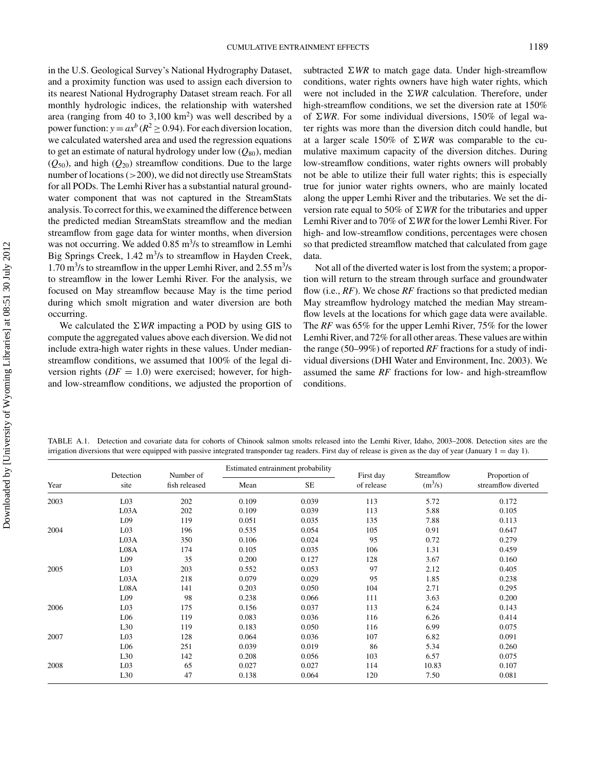in the U.S. Geological Survey's National Hydrography Dataset, and a proximity function was used to assign each diversion to its nearest National Hydrography Dataset stream reach. For all monthly hydrologic indices, the relationship with watershed area (ranging from 40 to 3,100 km$^2$) was well described by a power function: $y = ax^b$ ($R^2 \geq 0.94$). For each diversion location, we calculated watershed area and used the regression equations to get an estimate of natural hydrology under low ($Q_{80}$), median ($Q_{50}$), and high ($Q_{20}$) streamflow conditions. Due to the large number of locations (>200), we did not directly use StreamStats for all PODs. The Lemhi River has a substantial natural groundwater component that was not captured in the StreamStats analysis. To correct for this, we examined the difference between the predicted median StreamStats streamflow and the median streamflow from gage data for winter months, when diversion was not occurring. We added 0.85 m$^3$/s to streamflow in Lemhi Big Springs Creek, 1.42 m$^3$/s to streamflow in Hayden Creek, 1.70 m$^3$/s to streamflow in the upper Lemhi River, and 2.55 m$^3$/s to streamflow in the lower Lemhi River. For the analysis, we focused on May streamflow because May is the time period during which smolt migration and water diversion are both occurring.

We calculated the $\Sigma WR$ impacting a POD by using GIS to compute the aggregated values above each diversion. We did not include extra-high water rights in these values. Under median-streamflow conditions, we assumed that 100% of the legal diversion rights ($DF = 1.0$) were exercised; however, for high- and low-streamflow conditions, we adjusted the proportion of subtracted $\Sigma WR$ to match gage data. Under high-streamflow conditions, water rights owners have high water rights, which were not included in the $\Sigma WR$ calculation. Therefore, under high-streamflow conditions, we set the diversion rate at 150% of $\Sigma WR$. For some individual diversions, 150% of legal water rights was more than the diversion ditch could handle, but at a larger scale 150% of $\Sigma WR$ was comparable to the cumulative maximum capacity of the diversion ditches. During low-streamflow conditions, water rights owners will probably not be able to utilize their full water rights; this is especially true for junior water rights owners, who are mainly located along the upper Lemhi River and the tributaries. We set the diversion rate equal to 50% of $\Sigma WR$ for the tributaries and upper Lemhi River and to 70% of $\Sigma WR$ for the lower Lemhi River. For high- and low-streamflow conditions, percentages were chosen so that predicted streamflow matched that calculated from gage data.

Not all of the diverted water is lost from the system; a proportion will return to the stream through surface and groundwater flow (i.e., *RF*). We chose *RF* fractions so that predicted median May streamflow hydrology matched the median May streamflow levels at the locations for which gage data were available. The *RF* was 65% for the upper Lemhi River, 75% for the lower Lemhi River, and 72% for all other areas. These values are within the range (50–99%) of reported *RF* fractions for a study of individual diversions (DHI Water and Environment, Inc. 2003). We assumed the same *RF* fractions for low- and high-streamflow conditions.

TABLE A.1. Detection and covariate data for cohorts of Chinook salmon smolts released into the Lemhi River, Idaho, 2003–2008. Detection sites are the irrigation diversions that were equipped with passive integrated transponder tag readers. First day of release is given as the day of year (January 1 = day 1).

| Year | Detection site | Number of fish released | Estimated entrainment probability | | First day of release | Streamflow (m$^3$/s) | Proportion of streamflow diverted |
|---|---|---|---|---|---|---|---|
| | | | Mean | SE | | | |
| 2003 | L03 | 202 | 0.109 | 0.039 | 113 | 5.72 | 0.172 |
| | L03A | 202 | 0.109 | 0.039 | 113 | 5.88 | 0.105 |
| | L09 | 119 | 0.051 | 0.035 | 135 | 7.88 | 0.113 |
| 2004 | L03 | 196 | 0.535 | 0.054 | 105 | 0.91 | 0.647 |
| | L03A | 350 | 0.106 | 0.024 | 95 | 0.72 | 0.279 |
| | L08A | 174 | 0.105 | 0.035 | 106 | 1.31 | 0.459 |
| | L09 | 35 | 0.200 | 0.127 | 128 | 3.67 | 0.160 |
| 2005 | L03 | 203 | 0.552 | 0.053 | 97 | 2.12 | 0.405 |
| | L03A | 218 | 0.079 | 0.029 | 95 | 1.85 | 0.238 |
| | L08A | 141 | 0.203 | 0.050 | 104 | 2.71 | 0.295 |
| | L09 | 98 | 0.238 | 0.066 | 111 | 3.63 | 0.200 |
| 2006 | L03 | 175 | 0.156 | 0.037 | 113 | 6.24 | 0.143 |
| | L06 | 119 | 0.083 | 0.036 | 116 | 6.26 | 0.414 |
| | L30 | 119 | 0.183 | 0.050 | 116 | 6.99 | 0.075 |
| 2007 | L03 | 128 | 0.064 | 0.036 | 107 | 6.82 | 0.091 |
| | L06 | 251 | 0.039 | 0.019 | 86 | 5.34 | 0.260 |
| | L30 | 142 | 0.208 | 0.056 | 103 | 6.57 | 0.075 |
| 2008 | L03 | 65 | 0.027 | 0.027 | 114 | 10.83 | 0.107 |
| | L30 | 47 | 0.138 | 0.064 | 120 | 7.50 | 0.081 |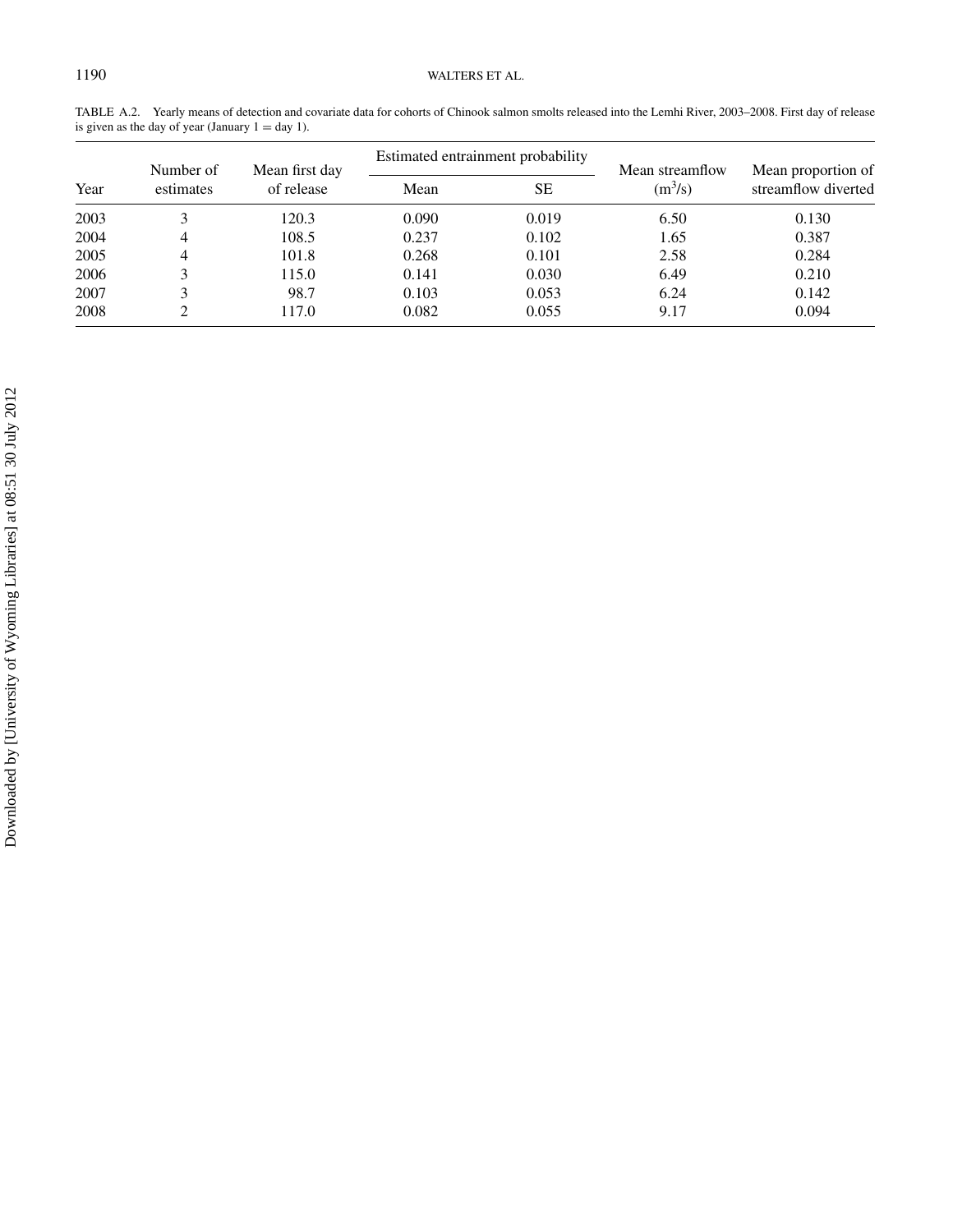TABLE A.2. Yearly means of detection and covariate data for cohorts of Chinook salmon smolts released into the Lemhi River, 2003–2008. First day of release is given as the day of year (January 1 = day 1).

| Year | Number of estimates | Mean first day of release | Estimated entrainment probability | | Mean streamflow ($m^3/s$) | Mean proportion of streamflow diverted |
|---|---|---|---|---|---|---|
| | | | Mean | SE | | |
| 2003 | 3 | 120.3 | 0.090 | 0.019 | 6.50 | 0.130 |
| 2004 | 4 | 108.5 | 0.237 | 0.102 | 1.65 | 0.387 |
| 2005 | 4 | 101.8 | 0.268 | 0.101 | 2.58 | 0.284 |
| 2006 | 3 | 115.0 | 0.141 | 0.030 | 6.49 | 0.210 |
| 2007 | 3 | 98.7 | 0.103 | 0.053 | 6.24 | 0.142 |
| 2008 | 2 | 117.0 | 0.082 | 0.055 | 9.17 | 0.094 |